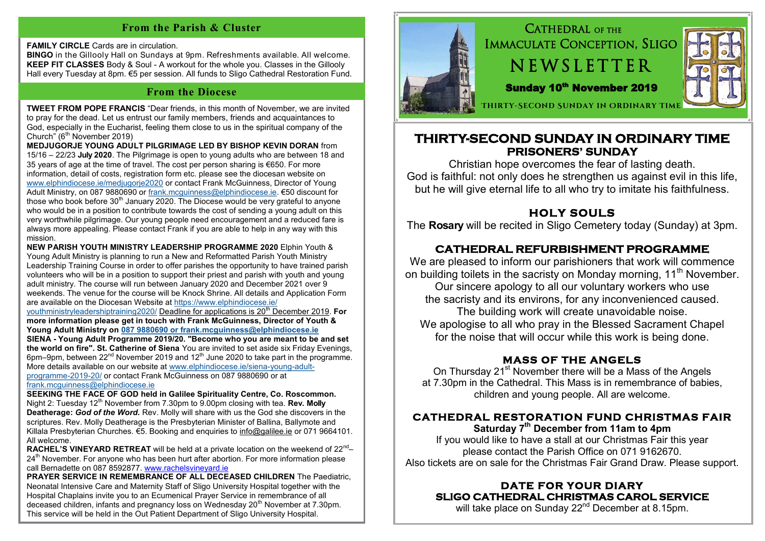## From the Parish & Cluster

**FAMILY CIRCLE** Cards are in circulation.
**BINGO** in the Gillooly Hall on Sundays at 9pm. Refreshments available. All welcome.
**KEEP FIT CLASSES** Body & Soul - A workout for the whole you. Classes in the Gillooly Hall every Tuesday at 8pm. €5 per session. All funds to Sligo Cathedral Restoration Fund.

## From the Diocese

**TWEET FROM POPE FRANCIS** "Dear friends, in this month of November, we are invited to pray for the dead. Let us entrust our family members, friends and acquaintances to God, especially in the Eucharist, feeling them close to us in the spiritual company of the Church" (6th November 2019)

**MEDJUGORJE YOUNG ADULT PILGRIMAGE LED BY BISHOP KEVIN DORAN** from 15/16 – 22/23 **July 2020**. The Pilgrimage is open to young adults who are between 18 and 35 years of age at the time of travel. The cost per person sharing is €650. For more information, detail of costs, registration form etc. please see the diocesan website on www.elphindiocese.ie/medjugorje2020 or contact Frank McGuinness, Director of Young Adult Ministry, on 087 9880690 or frank.mcguinness@elphindiocese.ie. €50 discount for those who book before 30th January 2020. The Diocese would be very grateful to anyone who would be in a position to contribute towards the cost of sending a young adult on this very worthwhile pilgrimage. Our young people need encouragement and a reduced fare is always more appealing. Please contact Frank if you are able to help in any way with this mission.

**NEW PARISH YOUTH MINISTRY LEADERSHIP PROGRAMME 2020** Elphin Youth & Young Adult Ministry is planning to run a New and Reformatted Parish Youth Ministry Leadership Training Course in order to offer parishes the opportunity to have trained parish volunteers who will be in a position to support their priest and parish with youth and young adult ministry. The course will run between January 2020 and December 2021 over 9 weekends. The venue for the course will be Knock Shrine. All details and Application Form are available on the Diocesan Website at https://www.elphindiocese.ie/youthministryleadershiptraining2020/ Deadline for applications is 20th December 2019. **For more information please get in touch with Frank McGuinness, Director of Youth & Young Adult Ministry on 087 9880690 or frank.mcguinness@elphindiocese.ie**

**SIENA - Young Adult Programme 2019/20. "Become who you are meant to be and set the world on fire". St. Catherine of Siena** You are invited to set aside six Friday Evenings, 6pm–9pm, between 22nd November 2019 and 12th June 2020 to take part in the programme. More details available on our website at www.elphindiocese.ie/siena-young-adult-programme-2019-20/ or contact Frank McGuinness on 087 9880690 or at frank.mcguinness@elphindiocese.ie

**SEEKING THE FACE OF GOD held in Galilee Spirituality Centre, Co. Roscommon.** Night 2: Tuesday 12th November from 7.30pm to 9.00pm closing with tea. **Rev. Molly Deatherage:** ***God of the Word.*** Rev. Molly will share with us the God she discovers in the scriptures. Rev. Molly Deatherage is the Presbyterian Minister of Ballina, Ballymote and Killala Presbyterian Churches. €5. Booking and enquiries to info@galilee.ie or 071 9664101. All welcome.

**RACHEL'S VINEYARD RETREAT** will be held at a private location on the weekend of 22nd–24th November. For anyone who has been hurt after abortion. For more information please call Bernadette on 087 8592877. www.rachelsvineyard.ie

**PRAYER SERVICE IN REMEMBRANCE OF ALL DECEASED CHILDREN** The Paediatric, Neonatal Intensive Care and Maternity Staff of Sligo University Hospital together with the Hospital Chaplains invite you to an Ecumenical Prayer Service in remembrance of all deceased children, infants and pregnancy loss on Wednesday 20th November at 7.30pm. This service will be held in the Out Patient Department of Sligo University Hospital.

# Cathedral of the Immaculate Conception, Sligo

# NEWSLETTER

**Sunday 10th November 2019**

THIRTY-SECOND SUNDAY IN ORDINARY TIME

## THIRTY-SECOND SUNDAY IN ORDINARY TIME
### PRISONERS' SUNDAY

Christian hope overcomes the fear of lasting death.
God is faithful: not only does he strengthen us against evil in this life, but he will give eternal life to all who try to imitate his faithfulness.

## HOLY SOULS

The **Rosary** will be recited in Sligo Cemetery today (Sunday) at 3pm.

## CATHEDRAL REFURBISHMENT PROGRAMME

We are pleased to inform our parishioners that work will commence on building toilets in the sacristy on Monday morning, 11th November.
Our sincere apology to all our voluntary workers who use the sacristy and its environs, for any inconvenienced caused.
The building work will create unavoidable noise.
We apologise to all who pray in the Blessed Sacrament Chapel for the noise that will occur while this work is being done.

## MASS OF THE ANGELS

On Thursday 21st November there will be a Mass of the Angels at 7.30pm in the Cathedral. This Mass is in remembrance of babies, children and young people. All are welcome.

## CATHEDRAL RESTORATION FUND CHRISTMAS FAIR

**Saturday 7th December from 11am to 4pm**

If you would like to have a stall at our Christmas Fair this year please contact the Parish Office on 071 9162670.
Also tickets are on sale for the Christmas Fair Grand Draw. Please support.

## DATE FOR YOUR DIARY
### SLIGO CATHEDRAL CHRISTMAS CAROL SERVICE

will take place on Sunday 22nd December at 8.15pm.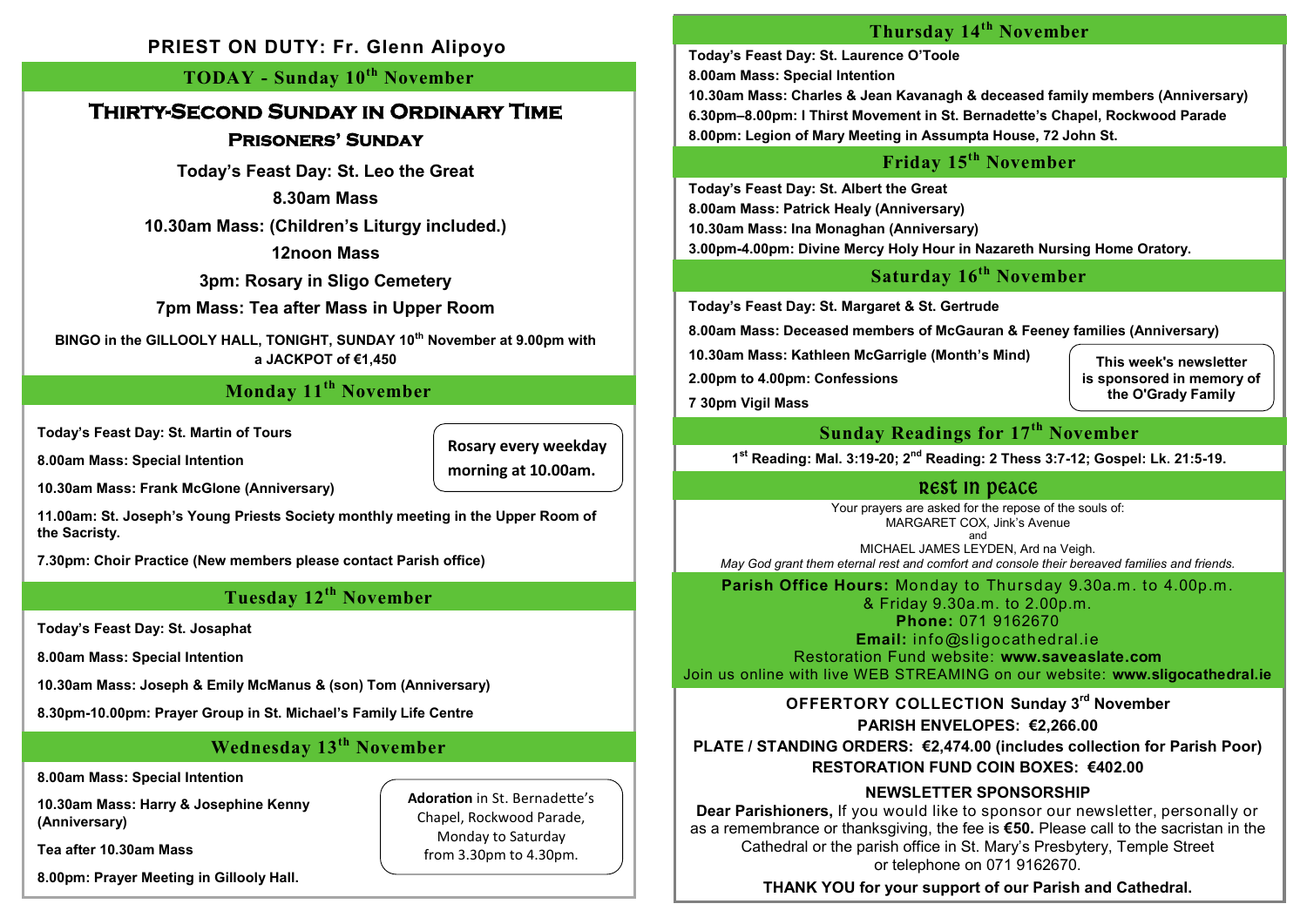## PRIEST ON DUTY: Fr. Glenn Alipoyo

## TODAY - Sunday 10th November

# Thirty-Second Sunday in Ordinary Time

### Prisoners' Sunday

**Today's Feast Day: St. Leo the Great**

**8.30am Mass**

**10.30am Mass: (Children's Liturgy included.)**

**12noon Mass**

**3pm: Rosary in Sligo Cemetery**

**7pm Mass: Tea after Mass in Upper Room**

**BINGO in the GILLOOLY HALL, TONIGHT, SUNDAY 10th November at 9.00pm with a JACKPOT of €1,450**

## Monday 11th November

**Today's Feast Day: St. Martin of Tours**

**8.00am Mass: Special Intention**

**10.30am Mass: Frank McGlone (Anniversary)**

**11.00am: St. Joseph's Young Priests Society monthly meeting in the Upper Room of the Sacristy.**

**7.30pm: Choir Practice (New members please contact Parish office)**

**Rosary every weekday morning at 10.00am.**

## Tuesday 12th November

**Today's Feast Day: St. Josaphat**

**8.00am Mass: Special Intention**

**10.30am Mass: Joseph & Emily McManus & (son) Tom (Anniversary)**

**8.30pm-10.00pm: Prayer Group in St. Michael's Family Life Centre**

## Wednesday 13th November

**8.00am Mass: Special Intention**

**10.30am Mass: Harry & Josephine Kenny (Anniversary)**

**Tea after 10.30am Mass**

**8.00pm: Prayer Meeting in Gillooly Hall.**

**Adoration** in St. Bernadette's Chapel, Rockwood Parade, Monday to Saturday from 3.30pm to 4.30pm.

## Thursday 14th November

**Today's Feast Day: St. Laurence O'Toole**

**8.00am Mass: Special Intention**

**10.30am Mass: Charles & Jean Kavanagh & deceased family members (Anniversary)**

**6.30pm–8.00pm: I Thirst Movement in St. Bernadette's Chapel, Rockwood Parade**

**8.00pm: Legion of Mary Meeting in Assumpta House, 72 John St.**

## Friday 15th November

**Today's Feast Day: St. Albert the Great**

**8.00am Mass: Patrick Healy (Anniversary)**

**10.30am Mass: Ina Monaghan (Anniversary)**

**3.00pm-4.00pm: Divine Mercy Holy Hour in Nazareth Nursing Home Oratory.**

## Saturday 16th November

**Today's Feast Day: St. Margaret & St. Gertrude**

**8.00am Mass: Deceased members of McGauran & Feeney families (Anniversary)**

**10.30am Mass: Kathleen McGarrigle (Month's Mind)**

**2.00pm to 4.00pm: Confessions**

**7 30pm Vigil Mass**

**This week's newsletter is sponsored in memory of the O'Grady Family**

## Sunday Readings for 17th November

**1st Reading: Mal. 3:19-20; 2nd Reading: 2 Thess 3:7-12; Gospel: Lk. 21:5-19.**

## Rest in Peace

Your prayers are asked for the repose of the souls of:
MARGARET COX, Jink's Avenue
and
MICHAEL JAMES LEYDEN, Ard na Veigh.

*May God grant them eternal rest and comfort and console their bereaved families and friends.*

**Parish Office Hours:** Monday to Thursday 9.30a.m. to 4.00p.m. & Friday 9.30a.m. to 2.00p.m.
**Phone:** 071 9162670
**Email:** info@sligocathedral.ie
Restoration Fund website: **www.saveaslate.com**
Join us online with live WEB STREAMING on our website: **www.sligocathedral.ie**

**OFFERTORY COLLECTION Sunday 3rd November**

**PARISH ENVELOPES: €2,266.00**

**PLATE / STANDING ORDERS: €2,474.00 (includes collection for Parish Poor)**

**RESTORATION FUND COIN BOXES: €402.00**

**NEWSLETTER SPONSORSHIP**

**Dear Parishioners,** If you would like to sponsor our newsletter, personally or as a remembrance or thanksgiving, the fee is **€50.** Please call to the sacristan in the Cathedral or the parish office in St. Mary's Presbytery, Temple Street or telephone on 071 9162670.

**THANK YOU for your support of our Parish and Cathedral.**